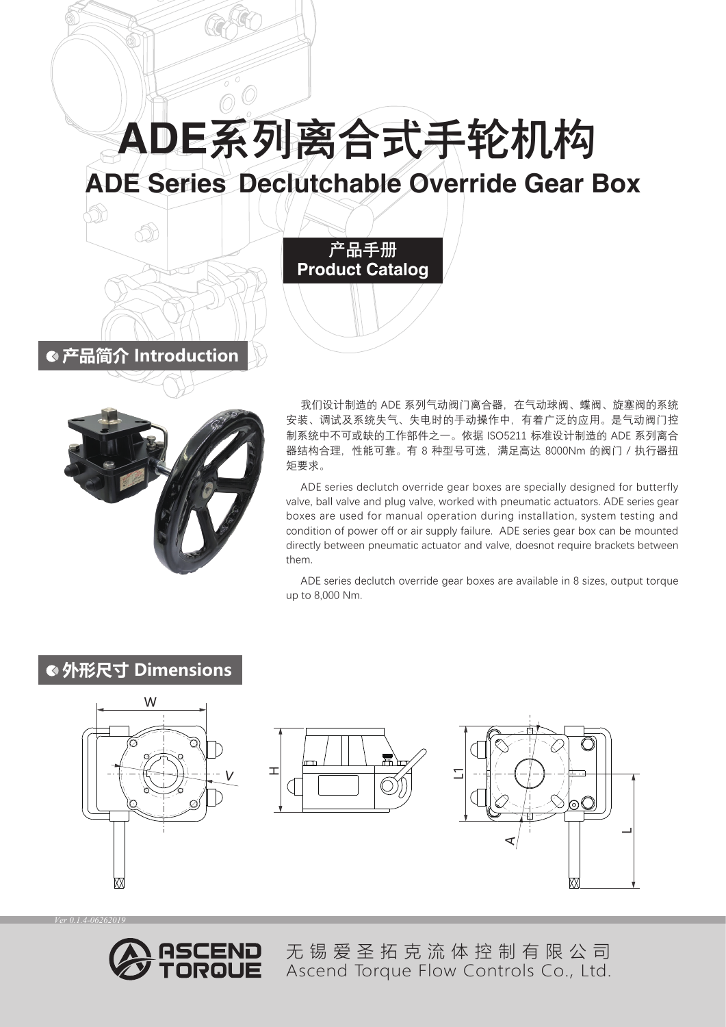# ADE系列离合式手轮机构

# ADE Series Declutchable Override Gear Box

**产品手册**
**Product Catalog**

## 产品简介 Introduction

我们设计制造的 ADE 系列气动阀门离合器，在气动球阀、蝶阀、旋塞阀的系统安装、调试及系统失气、失电时的手动操作中，有着广泛的应用。是气动阀门控制系统中不可或缺的工作部件之一。依据 ISO5211 标准设计制造的 ADE 系列离合器结构合理，性能可靠。有 8 种型号可选，满足高达 8000Nm 的阀门 / 执行器扭矩要求。

ADE series declutch override gear boxes are specially designed for butterfly valve, ball valve and plug valve, worked with pneumatic actuators. ADE series gear boxes are used for manual operation during installation, system testing and condition of power off or air supply failure. ADE series gear box can be mounted directly between pneumatic actuator and valve, doesnot require brackets between them.

ADE series declutch override gear boxes are available in 8 sizes, output torque up to 8,000 Nm.

## 外形尺寸 Dimensions

无锡爱圣拓克流体控制有限公司
Ascend Torque Flow Controls Co., Ltd.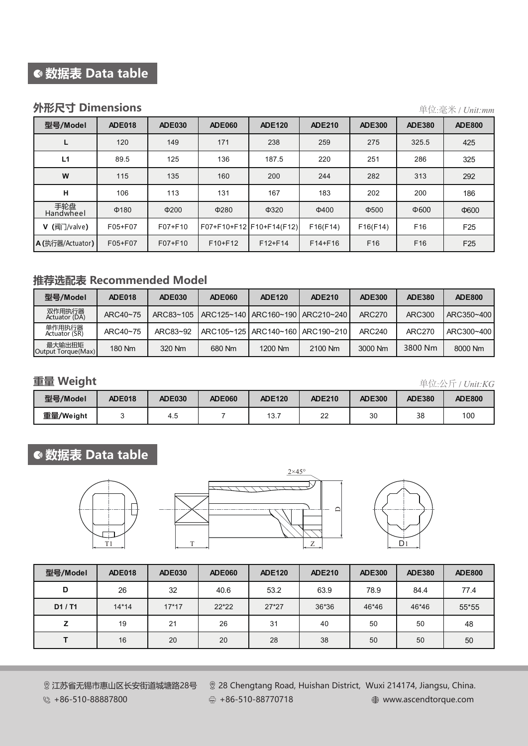## 数据表 Data table

### 外形尺寸 Dimensions

单位:毫米 / *Unit:mm*

| 型号/Model | ADE018 | ADE030 | ADE060 | ADE120 | ADE210 | ADE300 | ADE380 | ADE800 |
|---|---|---|---|---|---|---|---|---|
| L | 120 | 149 | 171 | 238 | 259 | 275 | 325.5 | 425 |
| L1 | 89.5 | 125 | 136 | 187.5 | 220 | 251 | 286 | 325 |
| W | 115 | 135 | 160 | 200 | 244 | 282 | 313 | 292 |
| H | 106 | 113 | 131 | 167 | 183 | 202 | 200 | 186 |
| 手轮盘 Handwheel | Φ180 | Φ200 | Φ280 | Φ320 | Φ400 | Φ500 | Φ600 | Φ600 |
| V (阀门/valve) | F05+F07 | F07+F10 | F07+F10+F12 | F10+F14(F12) | F16(F14) | F16(F14) | F16 | F25 |
| A (执行器/Actuator) | F05+F07 | F07+F10 | F10+F12 | F12+F14 | F14+F16 | F16 | F16 | F25 |

### 推荐选配表 Recommended Model

| 型号/Model | ADE018 | ADE030 | ADE060 | ADE120 | ADE210 | ADE300 | ADE380 | ADE800 |
|---|---|---|---|---|---|---|---|---|
| 双作用执行器 Actuator (DA) | ARC40~75 | ARC83~105 | ARC125~140 | ARC160~190 | ARC210~240 | ARC270 | ARC300 | ARC350~400 |
| 单作用执行器 Actuator (SR) | ARC40~75 | ARC83~92 | ARC105~125 | ARC140~160 | ARC190~210 | ARC240 | ARC270 | ARC300~400 |
| 最大输出扭矩 Output Torque(Max) | 180 Nm | 320 Nm | 680 Nm | 1200 Nm | 2100 Nm | 3000 Nm | 3800 Nm | 8000 Nm |

### 重量 Weight

单位:公斤 / *Unit:KG*

| 型号/Model | ADE018 | ADE030 | ADE060 | ADE120 | ADE210 | ADE300 | ADE380 | ADE800 |
|---|---|---|---|---|---|---|---|---|
| 重量/Weight | 3 | 4.5 | 7 | 13.7 | 22 | 30 | 38 | 100 |

## 数据表 Data table

2×45°

T1 T Z D D1

| 型号/Model | ADE018 | ADE030 | ADE060 | ADE120 | ADE210 | ADE300 | ADE380 | ADE800 |
|---|---|---|---|---|---|---|---|---|
| D | 26 | 32 | 40.6 | 53.2 | 63.9 | 78.9 | 84.4 | 77.4 |
| D1 / T1 | 14*14 | 17*17 | 22*22 | 27*27 | 36*36 | 46*46 | 46*46 | 55*55 |
| Z | 19 | 21 | 26 | 31 | 40 | 50 | 50 | 48 |
| T | 16 | 20 | 20 | 28 | 38 | 50 | 50 | 50 |

江苏省无锡市惠山区长安街道城塘路28号　28 Chengtang Road, Huishan District, Wuxi 214174, Jiangsu, China.

+86-510-88887800　+86-510-88770718　www.ascendtorque.com